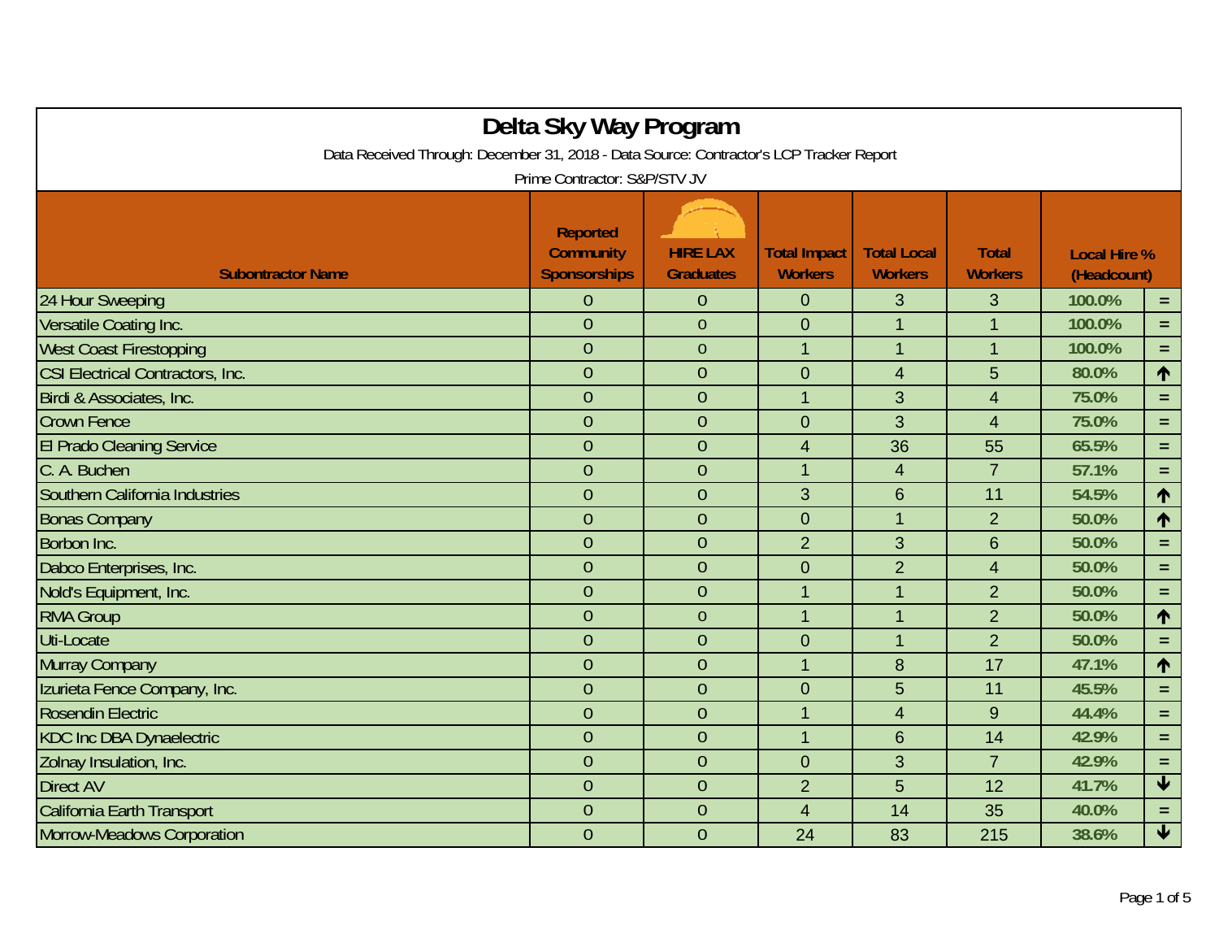# Delta Sky Way Program

Data Received Through: December 31, 2018 - Data Source: Contractor's LCP Tracker Report

Prime Contractor: S&P/STV JV

| Subcontractor Name | Reported Community Sponsorships | HIRE LAX Graduates | Total Impact Workers | Total Local Workers | Total Workers | Local Hire % (Headcount) | |
|---|---|---|---|---|---|---|---|
| 24 Hour Sweeping | 0 | 0 | 0 | 3 | 3 | 100.0% | = |
| Versatile Coating Inc. | 0 | 0 | 0 | 1 | 1 | 100.0% | = |
| West Coast Firestopping | 0 | 0 | 1 | 1 | 1 | 100.0% | = |
| CSI Electrical Contractors, Inc. | 0 | 0 | 0 | 4 | 5 | 80.0% | ↑ |
| Birdi & Associates, Inc. | 0 | 0 | 1 | 3 | 4 | 75.0% | = |
| Crown Fence | 0 | 0 | 0 | 3 | 4 | 75.0% | = |
| El Prado Cleaning Service | 0 | 0 | 4 | 36 | 55 | 65.5% | = |
| C. A. Buchen | 0 | 0 | 1 | 4 | 7 | 57.1% | = |
| Southern California Industries | 0 | 0 | 3 | 6 | 11 | 54.5% | ↑ |
| Bonas Company | 0 | 0 | 0 | 1 | 2 | 50.0% | ↑ |
| Borbon Inc. | 0 | 0 | 2 | 3 | 6 | 50.0% | = |
| Dabco Enterprises, Inc. | 0 | 0 | 0 | 2 | 4 | 50.0% | = |
| Nold's Equipment, Inc. | 0 | 0 | 1 | 1 | 2 | 50.0% | = |
| RMA Group | 0 | 0 | 1 | 1 | 2 | 50.0% | ↑ |
| Uti-Locate | 0 | 0 | 0 | 1 | 2 | 50.0% | = |
| Murray Company | 0 | 0 | 1 | 8 | 17 | 47.1% | ↑ |
| Izurieta Fence Company, Inc. | 0 | 0 | 0 | 5 | 11 | 45.5% | = |
| Rosendin Electric | 0 | 0 | 1 | 4 | 9 | 44.4% | = |
| KDC Inc DBA Dynaelectric | 0 | 0 | 1 | 6 | 14 | 42.9% | = |
| Zolnay Insulation, Inc. | 0 | 0 | 0 | 3 | 7 | 42.9% | = |
| Direct AV | 0 | 0 | 2 | 5 | 12 | 41.7% | ↓ |
| California Earth Transport | 0 | 0 | 4 | 14 | 35 | 40.0% | = |
| Morrow-Meadows Corporation | 0 | 0 | 24 | 83 | 215 | 38.6% | ↓ |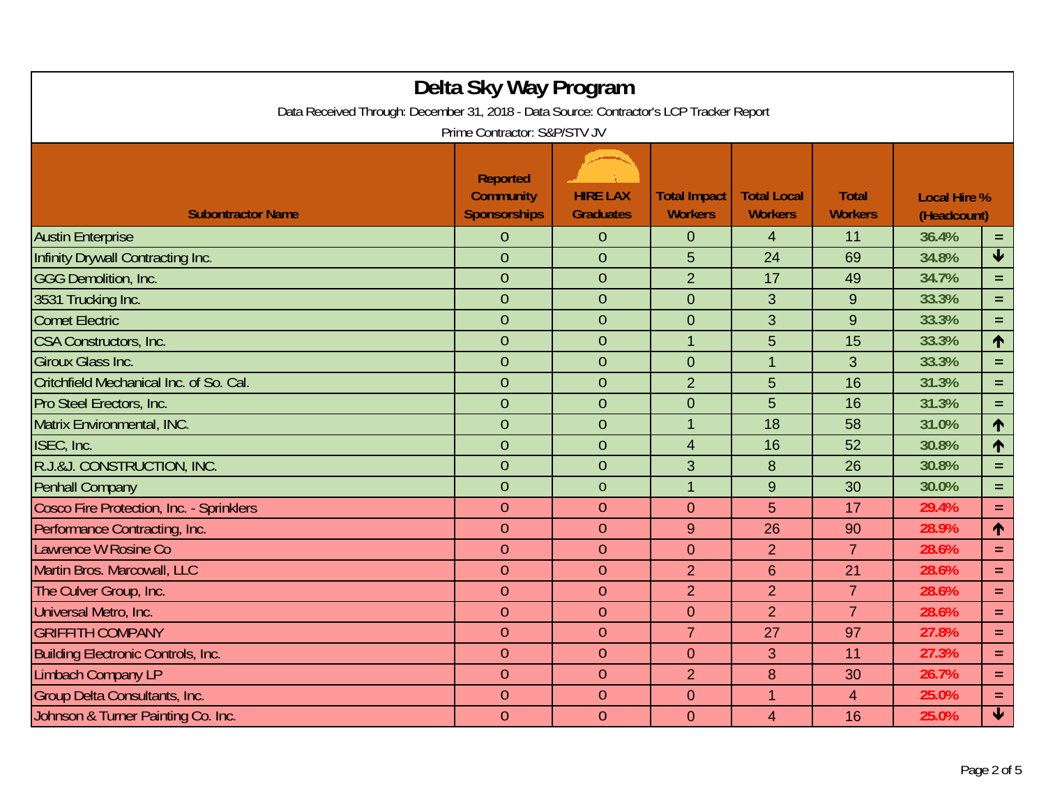# Delta Sky Way Program

Data Received Through: December 31, 2018 - Data Source: Contractor's LCP Tracker Report

Prime Contractor: S&P/STV JV

| Subontractor Name | Reported Community Sponsorships | HIRE LAX Graduates | Total Impact Workers | Total Local Workers | Total Workers | Local Hire % (Headcount) | |
|---|---|---|---|---|---|---|---|
| Austin Enterprise | 0 | 0 | 0 | 4 | 11 | 36.4% | = |
| Infinity Drywall Contracting Inc. | 0 | 0 | 5 | 24 | 69 | 34.8% | ↓ |
| GGG Demolition, Inc. | 0 | 0 | 2 | 17 | 49 | 34.7% | = |
| 3531 Trucking Inc. | 0 | 0 | 0 | 3 | 9 | 33.3% | = |
| Comet Electric | 0 | 0 | 0 | 3 | 9 | 33.3% | = |
| CSA Constructors, Inc. | 0 | 0 | 1 | 5 | 15 | 33.3% | ↑ |
| Giroux Glass Inc. | 0 | 0 | 0 | 1 | 3 | 33.3% | = |
| Critchfield Mechanical Inc. of So. Cal. | 0 | 0 | 2 | 5 | 16 | 31.3% | = |
| Pro Steel Erectors, Inc. | 0 | 0 | 0 | 5 | 16 | 31.3% | = |
| Matrix Environmental, INC. | 0 | 0 | 1 | 18 | 58 | 31.0% | ↑ |
| ISEC, Inc. | 0 | 0 | 4 | 16 | 52 | 30.8% | ↑ |
| R.J.&J. CONSTRUCTION, INC. | 0 | 0 | 3 | 8 | 26 | 30.8% | = |
| Penhall Company | 0 | 0 | 1 | 9 | 30 | 30.0% | = |
| Cosco Fire Protection, Inc. - Sprinklers | 0 | 0 | 0 | 5 | 17 | 29.4% | = |
| Performance Contracting, Inc. | 0 | 0 | 9 | 26 | 90 | 28.9% | ↑ |
| Lawrence W Rosine Co | 0 | 0 | 0 | 2 | 7 | 28.6% | = |
| Martin Bros. Marcowall, LLC | 0 | 0 | 2 | 6 | 21 | 28.6% | = |
| The Culver Group, Inc. | 0 | 0 | 2 | 2 | 7 | 28.6% | = |
| Universal Metro, Inc. | 0 | 0 | 0 | 2 | 7 | 28.6% | = |
| GRIFFITH COMPANY | 0 | 0 | 7 | 27 | 97 | 27.8% | = |
| Building Electronic Controls, Inc. | 0 | 0 | 0 | 3 | 11 | 27.3% | = |
| Limbach Company LP | 0 | 0 | 2 | 8 | 30 | 26.7% | = |
| Group Delta Consultants, Inc. | 0 | 0 | 0 | 1 | 4 | 25.0% | = |
| Johnson & Turner Painting Co. Inc. | 0 | 0 | 0 | 4 | 16 | 25.0% | ↓ |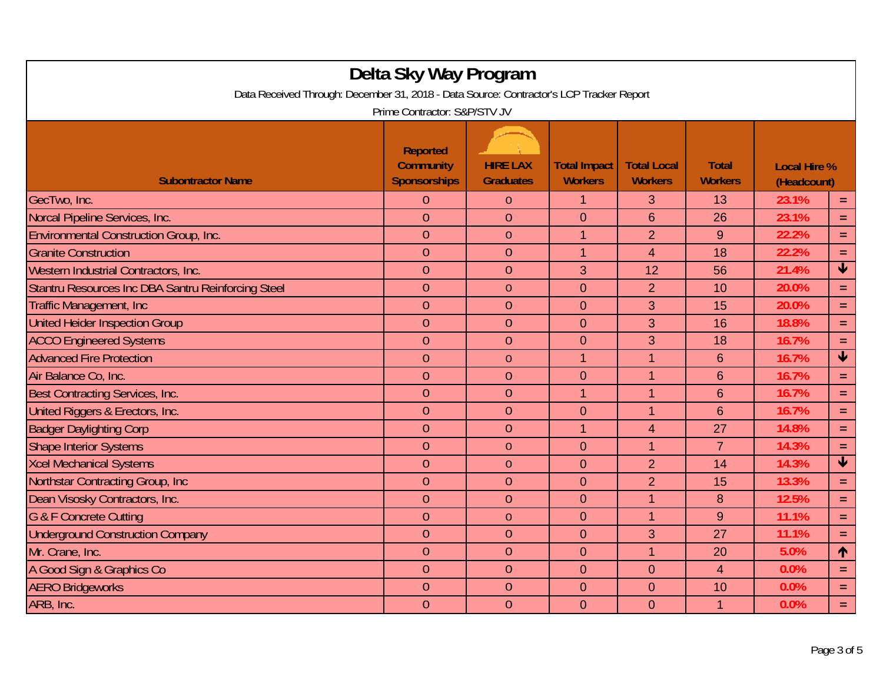# Delta Sky Way Program

Data Received Through: December 31, 2018 - Data Source: Contractor's LCP Tracker Report

Prime Contractor: S&P/STV JV

| Subontractor Name | Reported Community Sponsorships | HIRE LAX Graduates | Total Impact Workers | Total Local Workers | Total Workers | Local Hire % (Headcount) | |
|---|---|---|---|---|---|---|---|
| GecTwo, Inc. | 0 | 0 | 1 | 3 | 13 | 23.1% | = |
| Norcal Pipeline Services, Inc. | 0 | 0 | 0 | 6 | 26 | 23.1% | = |
| Environmental Construction Group, Inc. | 0 | 0 | 1 | 2 | 9 | 22.2% | = |
| Granite Construction | 0 | 0 | 1 | 4 | 18 | 22.2% | = |
| Western Industrial Contractors, Inc. | 0 | 0 | 3 | 12 | 56 | 21.4% | ↓ |
| Stantru Resources Inc DBA Santru Reinforcing Steel | 0 | 0 | 0 | 2 | 10 | 20.0% | = |
| Traffic Management, Inc | 0 | 0 | 0 | 3 | 15 | 20.0% | = |
| United Heider Inspection Group | 0 | 0 | 0 | 3 | 16 | 18.8% | = |
| ACCO Engineered Systems | 0 | 0 | 0 | 3 | 18 | 16.7% | = |
| Advanced Fire Protection | 0 | 0 | 1 | 1 | 6 | 16.7% | ↓ |
| Air Balance Co, Inc. | 0 | 0 | 0 | 1 | 6 | 16.7% | = |
| Best Contracting Services, Inc. | 0 | 0 | 1 | 1 | 6 | 16.7% | = |
| United Riggers & Erectors, Inc. | 0 | 0 | 0 | 1 | 6 | 16.7% | = |
| Badger Daylighting Corp | 0 | 0 | 1 | 4 | 27 | 14.8% | = |
| Shape Interior Systems | 0 | 0 | 0 | 1 | 7 | 14.3% | = |
| Xcel Mechanical Systems | 0 | 0 | 0 | 2 | 14 | 14.3% | ↓ |
| Northstar Contracting Group, Inc | 0 | 0 | 0 | 2 | 15 | 13.3% | = |
| Dean Visosky Contractors, Inc. | 0 | 0 | 0 | 1 | 8 | 12.5% | = |
| G & F Concrete Cutting | 0 | 0 | 0 | 1 | 9 | 11.1% | = |
| Underground Construction Company | 0 | 0 | 0 | 3 | 27 | 11.1% | = |
| Mr. Crane, Inc. | 0 | 0 | 0 | 1 | 20 | 5.0% | ↑ |
| A Good Sign & Graphics Co | 0 | 0 | 0 | 0 | 4 | 0.0% | = |
| AERO Bridgeworks | 0 | 0 | 0 | 0 | 10 | 0.0% | = |
| ARB, Inc. | 0 | 0 | 0 | 0 | 1 | 0.0% | = |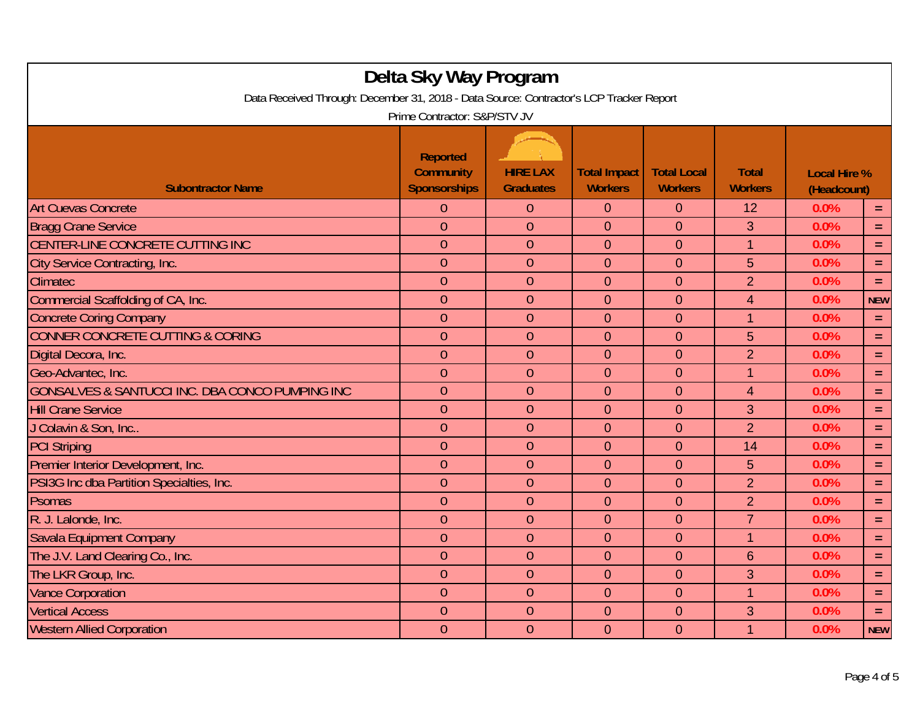# Delta Sky Way Program

Data Received Through: December 31, 2018 - Data Source: Contractor's LCP Tracker Report

Prime Contractor: S&P/STV JV

| Subcontractor Name | Reported Community Sponsorships | HIRE LAX Graduates | Total Impact Workers | Total Local Workers | Total Workers | Local Hire % (Headcount) | |
|---|---|---|---|---|---|---|---|
| Art Cuevas Concrete | 0 | 0 | 0 | 0 | 12 | 0.0% | = |
| Bragg Crane Service | 0 | 0 | 0 | 0 | 3 | 0.0% | = |
| CENTER-LINE CONCRETE CUTTING INC | 0 | 0 | 0 | 0 | 1 | 0.0% | = |
| City Service Contracting, Inc. | 0 | 0 | 0 | 0 | 5 | 0.0% | = |
| Climatec | 0 | 0 | 0 | 0 | 2 | 0.0% | = |
| Commercial Scaffolding of CA, Inc. | 0 | 0 | 0 | 0 | 4 | 0.0% | NEW |
| Concrete Coring Company | 0 | 0 | 0 | 0 | 1 | 0.0% | = |
| CONNER CONCRETE CUTTING & CORING | 0 | 0 | 0 | 0 | 5 | 0.0% | = |
| Digital Decora, Inc. | 0 | 0 | 0 | 0 | 2 | 0.0% | = |
| Geo-Advantec, Inc. | 0 | 0 | 0 | 0 | 1 | 0.0% | = |
| GONSALVES & SANTUCCI INC. DBA CONCO PUMPING INC | 0 | 0 | 0 | 0 | 4 | 0.0% | = |
| Hill Crane Service | 0 | 0 | 0 | 0 | 3 | 0.0% | = |
| J Colavin & Son, Inc.. | 0 | 0 | 0 | 0 | 2 | 0.0% | = |
| PCI Striping | 0 | 0 | 0 | 0 | 14 | 0.0% | = |
| Premier Interior Development, Inc. | 0 | 0 | 0 | 0 | 5 | 0.0% | = |
| PSI3G Inc dba Partition Specialties, Inc. | 0 | 0 | 0 | 0 | 2 | 0.0% | = |
| Psomas | 0 | 0 | 0 | 0 | 2 | 0.0% | = |
| R. J. Lalonde, Inc. | 0 | 0 | 0 | 0 | 7 | 0.0% | = |
| Savala Equipment Company | 0 | 0 | 0 | 0 | 1 | 0.0% | = |
| The J.V. Land Clearing Co., Inc. | 0 | 0 | 0 | 0 | 6 | 0.0% | = |
| The LKR Group, Inc. | 0 | 0 | 0 | 0 | 3 | 0.0% | = |
| Vance Corporation | 0 | 0 | 0 | 0 | 1 | 0.0% | = |
| Vertical Access | 0 | 0 | 0 | 0 | 3 | 0.0% | = |
| Western Allied Corporation | 0 | 0 | 0 | 0 | 1 | 0.0% | NEW |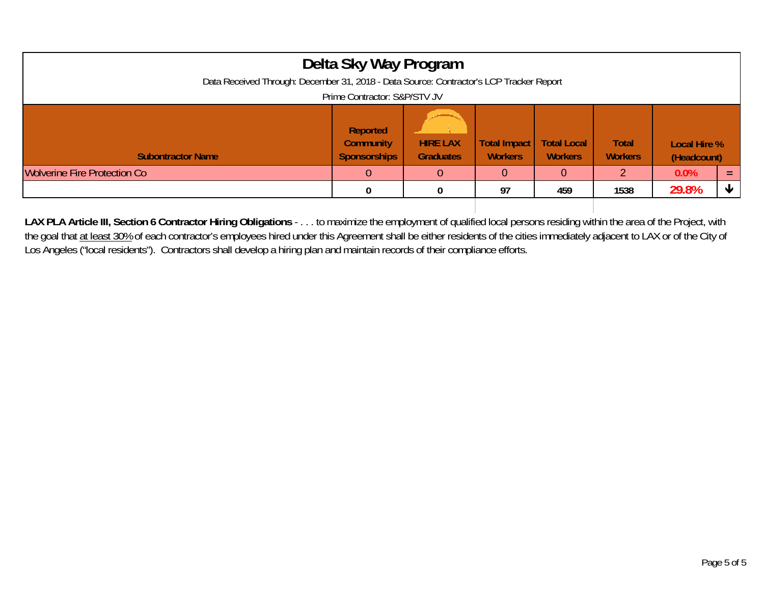# Delta Sky Way Program

Data Received Through: December 31, 2018 - Data Source: Contractor's LCP Tracker Report

Prime Contractor: S&P/STV JV

| Subontractor Name | Reported Community Sponsorships | HIRE LAX Graduates | Total Impact Workers | Total Local Workers | Total Workers | Local Hire % (Headcount) | |
|---|---|---|---|---|---|---|---|
| Wolverine Fire Protection Co | 0 | 0 | 0 | 0 | 2 | 0.0% | = |
| | **0** | **0** | **97** | **459** | **1538** | **29.8%** | ↓ |

**LAX PLA Article III, Section 6 Contractor Hiring Obligations** - . . . to maximize the employment of qualified local persons residing within the area of the Project, with the goal that at least 30% of each contractor's employees hired under this Agreement shall be either residents of the cities immediately adjacent to LAX or of the City of Los Angeles ("local residents"). Contractors shall develop a hiring plan and maintain records of their compliance efforts.